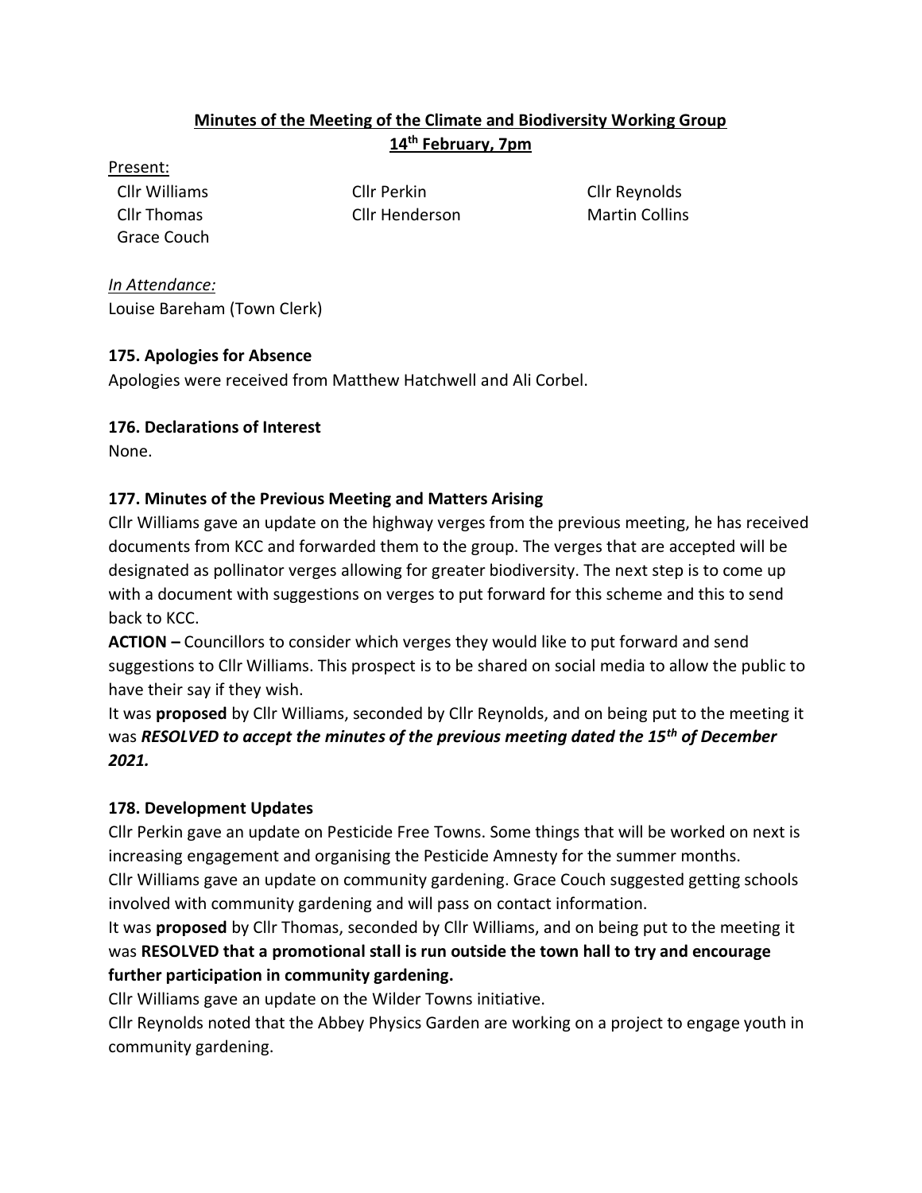**Minutes of the Meeting of the Climate and Biodiversity Working Group**
**14th February, 7pm**

Present:

Cllr Williams
Cllr Perkin
Cllr Reynolds
Cllr Thomas
Cllr Henderson
Martin Collins
Grace Couch

*In Attendance:*
Louise Bareham (Town Clerk)

**175. Apologies for Absence**

Apologies were received from Matthew Hatchwell and Ali Corbel.

**176. Declarations of Interest**

None.

**177. Minutes of the Previous Meeting and Matters Arising**

Cllr Williams gave an update on the highway verges from the previous meeting, he has received documents from KCC and forwarded them to the group. The verges that are accepted will be designated as pollinator verges allowing for greater biodiversity. The next step is to come up with a document with suggestions on verges to put forward for this scheme and this to send back to KCC.

**ACTION –** Councillors to consider which verges they would like to put forward and send suggestions to Cllr Williams. This prospect is to be shared on social media to allow the public to have their say if they wish.

It was **proposed** by Cllr Williams, seconded by Cllr Reynolds, and on being put to the meeting it was ***RESOLVED to accept the minutes of the previous meeting dated the 15th of December 2021.***

**178. Development Updates**

Cllr Perkin gave an update on Pesticide Free Towns. Some things that will be worked on next is increasing engagement and organising the Pesticide Amnesty for the summer months.

Cllr Williams gave an update on community gardening. Grace Couch suggested getting schools involved with community gardening and will pass on contact information.

It was **proposed** by Cllr Thomas, seconded by Cllr Williams, and on being put to the meeting it was **RESOLVED that a promotional stall is run outside the town hall to try and encourage further participation in community gardening.**

Cllr Williams gave an update on the Wilder Towns initiative.

Cllr Reynolds noted that the Abbey Physics Garden are working on a project to engage youth in community gardening.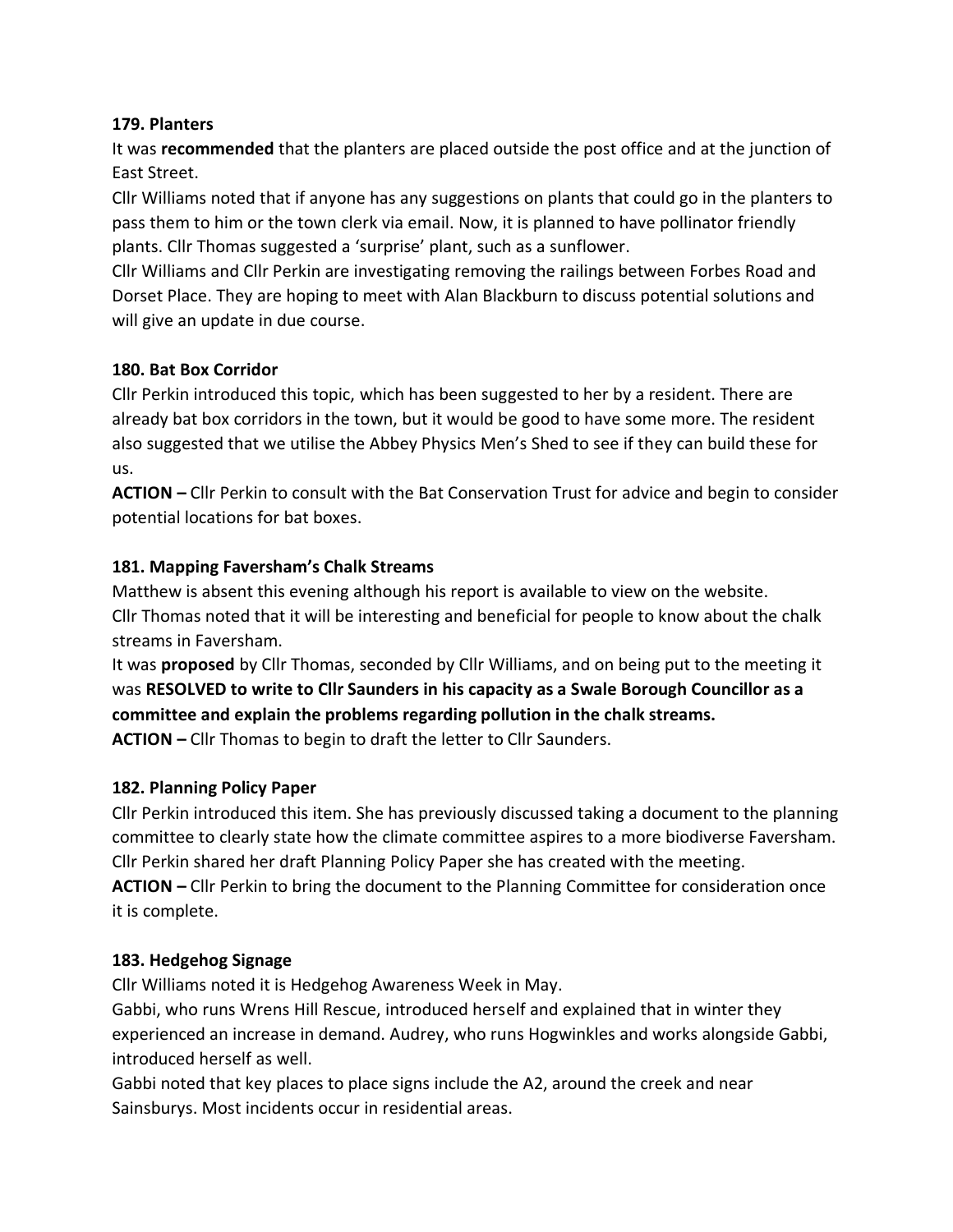**179. Planters**

It was **recommended** that the planters are placed outside the post office and at the junction of East Street.

Cllr Williams noted that if anyone has any suggestions on plants that could go in the planters to pass them to him or the town clerk via email. Now, it is planned to have pollinator friendly plants. Cllr Thomas suggested a 'surprise' plant, such as a sunflower.

Cllr Williams and Cllr Perkin are investigating removing the railings between Forbes Road and Dorset Place. They are hoping to meet with Alan Blackburn to discuss potential solutions and will give an update in due course.

**180. Bat Box Corridor**

Cllr Perkin introduced this topic, which has been suggested to her by a resident. There are already bat box corridors in the town, but it would be good to have some more. The resident also suggested that we utilise the Abbey Physics Men's Shed to see if they can build these for us.

**ACTION –** Cllr Perkin to consult with the Bat Conservation Trust for advice and begin to consider potential locations for bat boxes.

**181. Mapping Faversham's Chalk Streams**

Matthew is absent this evening although his report is available to view on the website.

Cllr Thomas noted that it will be interesting and beneficial for people to know about the chalk streams in Faversham.

It was **proposed** by Cllr Thomas, seconded by Cllr Williams, and on being put to the meeting it was **RESOLVED to write to Cllr Saunders in his capacity as a Swale Borough Councillor as a committee and explain the problems regarding pollution in the chalk streams.**

**ACTION –** Cllr Thomas to begin to draft the letter to Cllr Saunders.

**182. Planning Policy Paper**

Cllr Perkin introduced this item. She has previously discussed taking a document to the planning committee to clearly state how the climate committee aspires to a more biodiverse Faversham. Cllr Perkin shared her draft Planning Policy Paper she has created with the meeting.

**ACTION –** Cllr Perkin to bring the document to the Planning Committee for consideration once it is complete.

**183. Hedgehog Signage**

Cllr Williams noted it is Hedgehog Awareness Week in May.

Gabbi, who runs Wrens Hill Rescue, introduced herself and explained that in winter they experienced an increase in demand. Audrey, who runs Hogwinkles and works alongside Gabbi, introduced herself as well.

Gabbi noted that key places to place signs include the A2, around the creek and near Sainsburys. Most incidents occur in residential areas.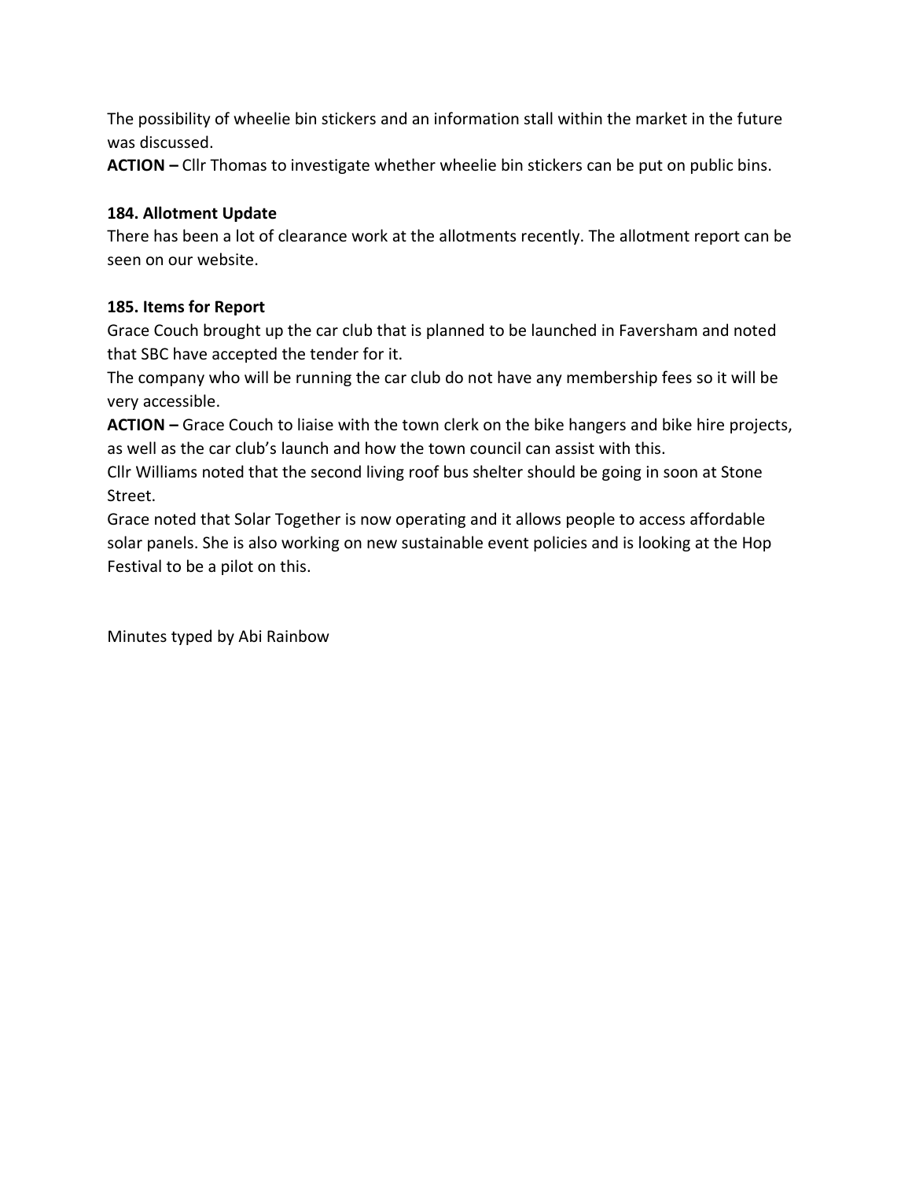The possibility of wheelie bin stickers and an information stall within the market in the future was discussed.

**ACTION –** Cllr Thomas to investigate whether wheelie bin stickers can be put on public bins.

**184. Allotment Update**

There has been a lot of clearance work at the allotments recently. The allotment report can be seen on our website.

**185. Items for Report**

Grace Couch brought up the car club that is planned to be launched in Faversham and noted that SBC have accepted the tender for it.

The company who will be running the car club do not have any membership fees so it will be very accessible.

**ACTION –** Grace Couch to liaise with the town clerk on the bike hangers and bike hire projects, as well as the car club's launch and how the town council can assist with this.

Cllr Williams noted that the second living roof bus shelter should be going in soon at Stone Street.

Grace noted that Solar Together is now operating and it allows people to access affordable solar panels. She is also working on new sustainable event policies and is looking at the Hop Festival to be a pilot on this.

Minutes typed by Abi Rainbow